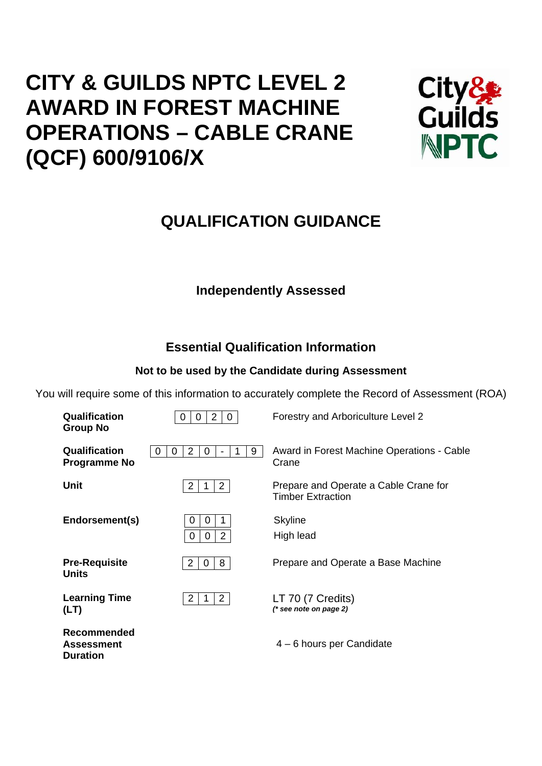# CITY & GUILDS NPTC LEVEL 2 AWARD IN FOREST MACHINE OPERATIONS – CABLE CRANE (QCF) 600/9106/X

## QUALIFICATION GUIDANCE

### Independently Assessed

### Essential Qualification Information

**Not to be used by the Candidate during Assessment**

You will require some of this information to accurately complete the Record of Assessment (ROA)

| | | |
|---|---|---|
| **Qualification Group No** | 0 0 2 0 | Forestry and Arboriculture Level 2 |
| **Qualification Programme No** | 0 0 2 0 - 1 9 | Award in Forest Machine Operations - Cable Crane |
| **Unit** | 2 1 2 | Prepare and Operate a Cable Crane for Timber Extraction |
| **Endorsement(s)** | 0 0 1 | Skyline |
| | 0 0 2 | High lead |
| **Pre-Requisite Units** | 2 0 8 | Prepare and Operate a Base Machine |
| **Learning Time (LT)** | 2 1 2 | LT 70 (7 Credits) ***(\* see note on page 2)*** |
| **Recommended Assessment Duration** | | 4 – 6 hours per Candidate |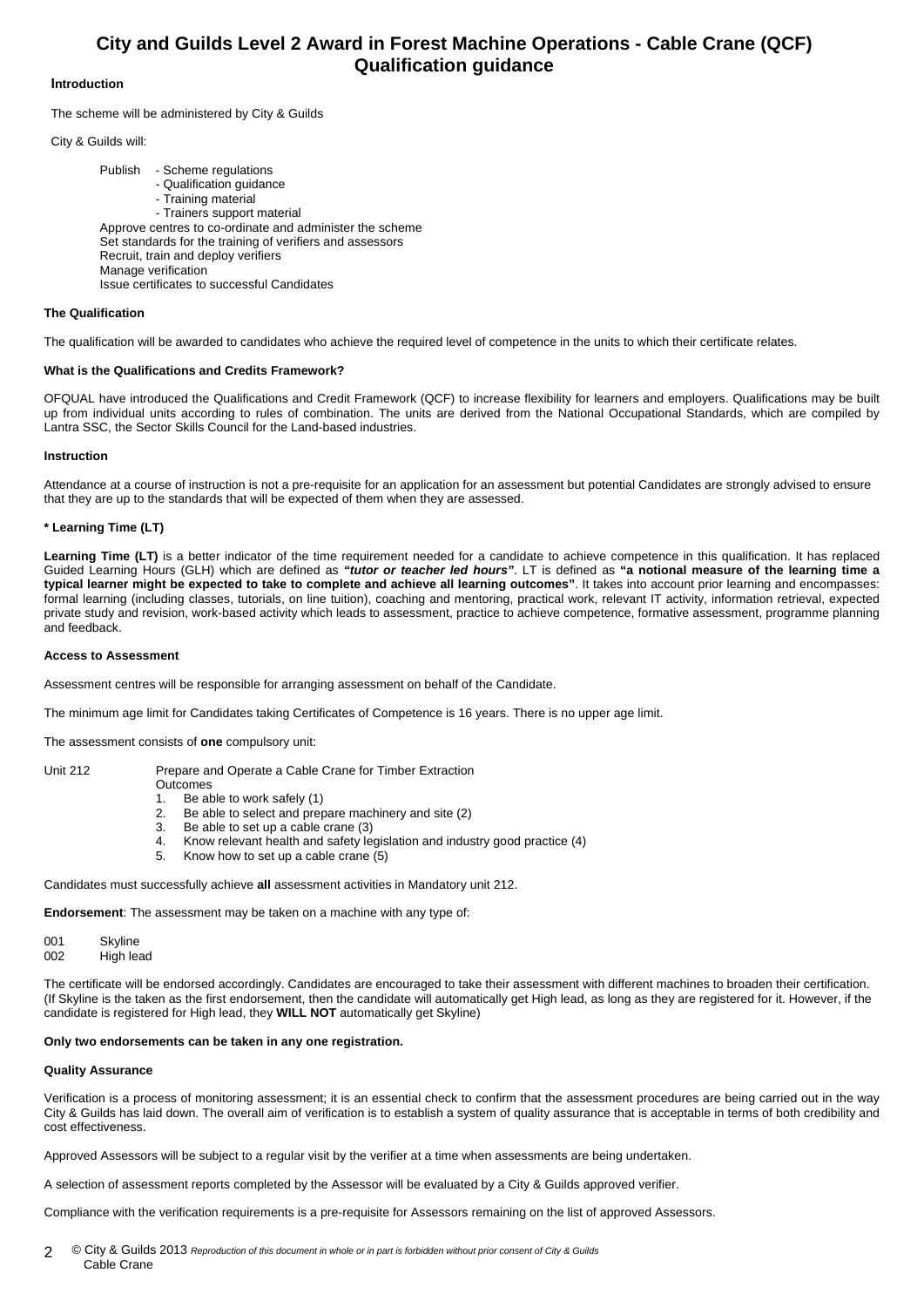# City and Guilds Level 2 Award in Forest Machine Operations - Cable Crane (QCF)
# Qualification guidance

### Introduction

The scheme will be administered by City & Guilds

City & Guilds will:

Publish
- Scheme regulations
- Qualification guidance
- Training material
- Trainers support material

Approve centres to co-ordinate and administer the scheme
Set standards for the training of verifiers and assessors
Recruit, train and deploy verifiers
Manage verification
Issue certificates to successful Candidates

### The Qualification

The qualification will be awarded to candidates who achieve the required level of competence in the units to which their certificate relates.

### What is the Qualifications and Credits Framework?

OFQUAL have introduced the Qualifications and Credit Framework (QCF) to increase flexibility for learners and employers. Qualifications may be built up from individual units according to rules of combination. The units are derived from the National Occupational Standards, which are compiled by Lantra SSC, the Sector Skills Council for the Land-based industries.

### Instruction

Attendance at a course of instruction is not a pre-requisite for an application for an assessment but potential Candidates are strongly advised to ensure that they are up to the standards that will be expected of them when they are assessed.

### * Learning Time (LT)

**Learning Time (LT)** is a better indicator of the time requirement needed for a candidate to achieve competence in this qualification. It has replaced Guided Learning Hours (GLH) which are defined as ***"tutor or teacher led hours"***. LT is defined as **"a notional measure of the learning time a typical learner might be expected to take to complete and achieve all learning outcomes"**. It takes into account prior learning and encompasses: formal learning (including classes, tutorials, on line tuition), coaching and mentoring, practical work, relevant IT activity, information retrieval, expected private study and revision, work-based activity which leads to assessment, practice to achieve competence, formative assessment, programme planning and feedback.

### Access to Assessment

Assessment centres will be responsible for arranging assessment on behalf of the Candidate.

The minimum age limit for Candidates taking Certificates of Competence is 16 years. There is no upper age limit.

The assessment consists of **one** compulsory unit:

Unit 212 Prepare and Operate a Cable Crane for Timber Extraction

Outcomes
1. Be able to work safely (1)
2. Be able to select and prepare machinery and site (2)
3. Be able to set up a cable crane (3)
4. Know relevant health and safety legislation and industry good practice (4)
5. Know how to set up a cable crane (5)

Candidates must successfully achieve **all** assessment activities in Mandatory unit 212.

**Endorsement**: The assessment may be taken on a machine with any type of:

001 Skyline
002 High lead

The certificate will be endorsed accordingly. Candidates are encouraged to take their assessment with different machines to broaden their certification. (If Skyline is the taken as the first endorsement, then the candidate will automatically get High lead, as long as they are registered for it. However, if the candidate is registered for High lead, they **WILL NOT** automatically get Skyline)

**Only two endorsements can be taken in any one registration.**

### Quality Assurance

Verification is a process of monitoring assessment; it is an essential check to confirm that the assessment procedures are being carried out in the way City & Guilds has laid down. The overall aim of verification is to establish a system of quality assurance that is acceptable in terms of both credibility and cost effectiveness.

Approved Assessors will be subject to a regular visit by the verifier at a time when assessments are being undertaken.

A selection of assessment reports completed by the Assessor will be evaluated by a City & Guilds approved verifier.

Compliance with the verification requirements is a pre-requisite for Assessors remaining on the list of approved Assessors.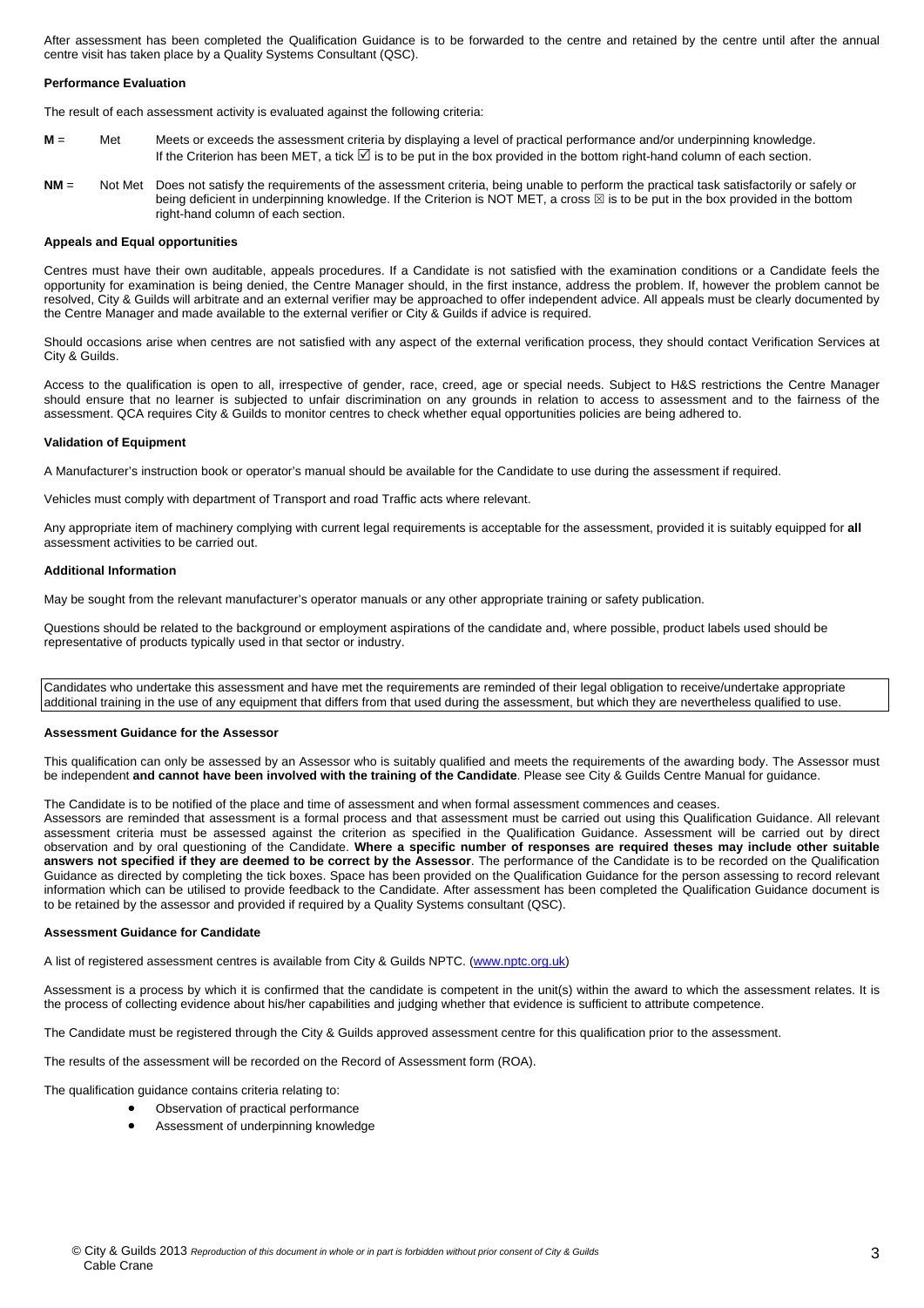After assessment has been completed the Qualification Guidance is to be forwarded to the centre and retained by the centre until after the annual centre visit has taken place by a Quality Systems Consultant (QSC).

**Performance Evaluation**

The result of each assessment activity is evaluated against the following criteria:

**M** = Met — Meets or exceeds the assessment criteria by displaying a level of practical performance and/or underpinning knowledge. If the Criterion has been MET, a tick ☑ is to be put in the box provided in the bottom right-hand column of each section.

**NM** = Not Met — Does not satisfy the requirements of the assessment criteria, being unable to perform the practical task satisfactorily or safely or being deficient in underpinning knowledge. If the Criterion is NOT MET, a cross ☒ is to be put in the box provided in the bottom right-hand column of each section.

**Appeals and Equal opportunities**

Centres must have their own auditable, appeals procedures. If a Candidate is not satisfied with the examination conditions or a Candidate feels the opportunity for examination is being denied, the Centre Manager should, in the first instance, address the problem. If, however the problem cannot be resolved, City & Guilds will arbitrate and an external verifier may be approached to offer independent advice. All appeals must be clearly documented by the Centre Manager and made available to the external verifier or City & Guilds if advice is required.

Should occasions arise when centres are not satisfied with any aspect of the external verification process, they should contact Verification Services at City & Guilds.

Access to the qualification is open to all, irrespective of gender, race, creed, age or special needs. Subject to H&S restrictions the Centre Manager should ensure that no learner is subjected to unfair discrimination on any grounds in relation to access to assessment and to the fairness of the assessment. QCA requires City & Guilds to monitor centres to check whether equal opportunities policies are being adhered to.

**Validation of Equipment**

A Manufacturer's instruction book or operator's manual should be available for the Candidate to use during the assessment if required.

Vehicles must comply with department of Transport and road Traffic acts where relevant.

Any appropriate item of machinery complying with current legal requirements is acceptable for the assessment, provided it is suitably equipped for **all** assessment activities to be carried out.

**Additional Information**

May be sought from the relevant manufacturer's operator manuals or any other appropriate training or safety publication.

Questions should be related to the background or employment aspirations of the candidate and, where possible, product labels used should be representative of products typically used in that sector or industry.

| Candidates who undertake this assessment and have met the requirements are reminded of their legal obligation to receive/undertake appropriate additional training in the use of any equipment that differs from that used during the assessment, but which they are nevertheless qualified to use. |
|---|

**Assessment Guidance for the Assessor**

This qualification can only be assessed by an Assessor who is suitably qualified and meets the requirements of the awarding body. The Assessor must be independent **and cannot have been involved with the training of the Candidate**. Please see City & Guilds Centre Manual for guidance.

The Candidate is to be notified of the place and time of assessment and when formal assessment commences and ceases.
Assessors are reminded that assessment is a formal process and that assessment must be carried out using this Qualification Guidance. All relevant assessment criteria must be assessed against the criterion as specified in the Qualification Guidance. Assessment will be carried out by direct observation and by oral questioning of the Candidate. **Where a specific number of responses are required theses may include other suitable answers not specified if they are deemed to be correct by the Assessor**. The performance of the Candidate is to be recorded on the Qualification Guidance as directed by completing the tick boxes. Space has been provided on the Qualification Guidance for the person assessing to record relevant information which can be utilised to provide feedback to the Candidate. After assessment has been completed the Qualification Guidance document is to be retained by the assessor and provided if required by a Quality Systems consultant (QSC).

**Assessment Guidance for Candidate**

A list of registered assessment centres is available from City & Guilds NPTC. (www.nptc.org.uk)

Assessment is a process by which it is confirmed that the candidate is competent in the unit(s) within the award to which the assessment relates. It is the process of collecting evidence about his/her capabilities and judging whether that evidence is sufficient to attribute competence.

The Candidate must be registered through the City & Guilds approved assessment centre for this qualification prior to the assessment.

The results of the assessment will be recorded on the Record of Assessment form (ROA).

The qualification guidance contains criteria relating to:

- Observation of practical performance
- Assessment of underpinning knowledge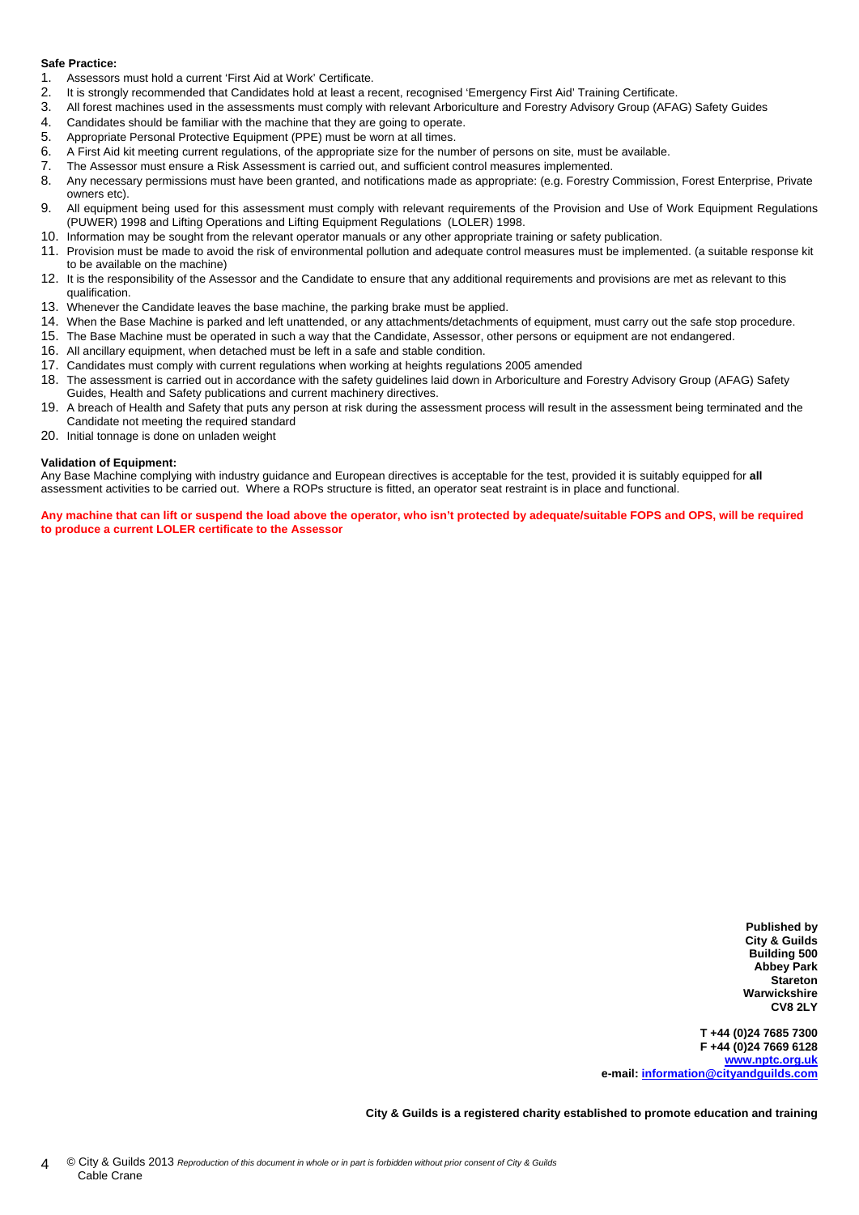**Safe Practice:**

1. Assessors must hold a current 'First Aid at Work' Certificate.
2. It is strongly recommended that Candidates hold at least a recent, recognised 'Emergency First Aid' Training Certificate.
3. All forest machines used in the assessments must comply with relevant Arboriculture and Forestry Advisory Group (AFAG) Safety Guides
4. Candidates should be familiar with the machine that they are going to operate.
5. Appropriate Personal Protective Equipment (PPE) must be worn at all times.
6. A First Aid kit meeting current regulations, of the appropriate size for the number of persons on site, must be available.
7. The Assessor must ensure a Risk Assessment is carried out, and sufficient control measures implemented.
8. Any necessary permissions must have been granted, and notifications made as appropriate: (e.g. Forestry Commission, Forest Enterprise, Private owners etc).
9. All equipment being used for this assessment must comply with relevant requirements of the Provision and Use of Work Equipment Regulations (PUWER) 1998 and Lifting Operations and Lifting Equipment Regulations (LOLER) 1998.
10. Information may be sought from the relevant operator manuals or any other appropriate training or safety publication.
11. Provision must be made to avoid the risk of environmental pollution and adequate control measures must be implemented. (a suitable response kit to be available on the machine)
12. It is the responsibility of the Assessor and the Candidate to ensure that any additional requirements and provisions are met as relevant to this qualification.
13. Whenever the Candidate leaves the base machine, the parking brake must be applied.
14. When the Base Machine is parked and left unattended, or any attachments/detachments of equipment, must carry out the safe stop procedure.
15. The Base Machine must be operated in such a way that the Candidate, Assessor, other persons or equipment are not endangered.
16. All ancillary equipment, when detached must be left in a safe and stable condition.
17. Candidates must comply with current regulations when working at heights regulations 2005 amended
18. The assessment is carried out in accordance with the safety guidelines laid down in Arboriculture and Forestry Advisory Group (AFAG) Safety Guides, Health and Safety publications and current machinery directives.
19. A breach of Health and Safety that puts any person at risk during the assessment process will result in the assessment being terminated and the Candidate not meeting the required standard
20. Initial tonnage is done on unladen weight

**Validation of Equipment:**

Any Base Machine complying with industry guidance and European directives is acceptable for the test, provided it is suitably equipped for **all** assessment activities to be carried out. Where a ROPs structure is fitted, an operator seat restraint is in place and functional.

**Any machine that can lift or suspend the load above the operator, who isn't protected by adequate/suitable FOPS and OPS, will be required to produce a current LOLER certificate to the Assessor**

**Published by**
**City & Guilds**
**Building 500**
**Abbey Park**
**Stareton**
**Warwickshire**
**CV8 2LY**

**T +44 (0)24 7685 7300**
**F +44 (0)24 7669 6128**
**www.nptc.org.uk**
**e-mail: information@cityandguilds.com**

**City & Guilds is a registered charity established to promote education and training**

© City & Guilds 2013 *Reproduction of this document in whole or in part is forbidden without prior consent of City & Guilds*
Cable Crane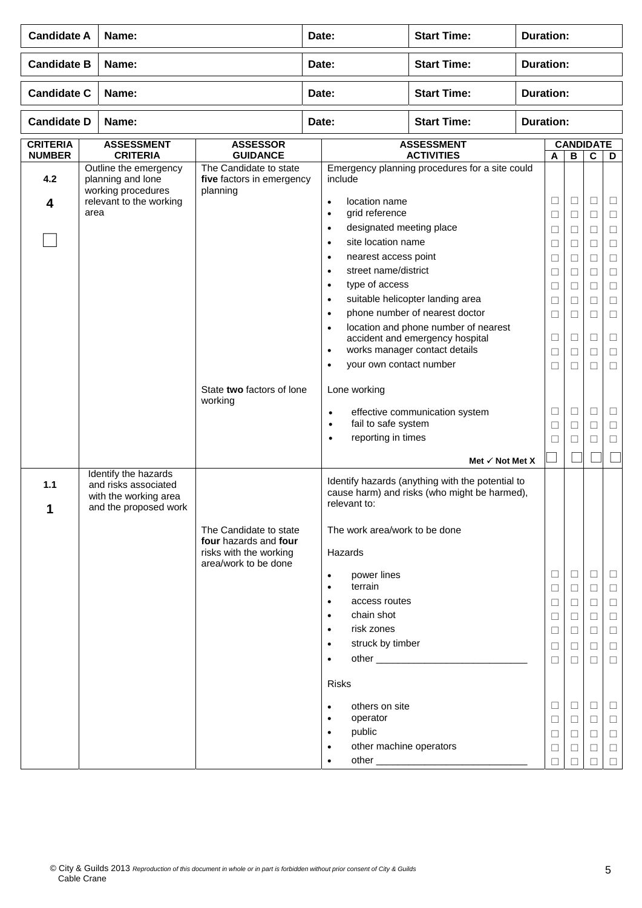| Candidate A | Name: | Date: | Start Time: | Duration: |
|---|---|---|---|---|
| **Candidate B** | **Name:** | **Date:** | **Start Time:** | **Duration:** |
| **Candidate C** | **Name:** | **Date:** | **Start Time:** | **Duration:** |
| **Candidate D** | **Name:** | **Date:** | **Start Time:** | **Duration:** |

| CRITERIA NUMBER | ASSESSMENT CRITERIA | ASSESSOR GUIDANCE | ASSESSMENT ACTIVITIES | CANDIDATE A | B | C | D |
|---|---|---|---|---|---|---|---|
| **4.2** **4** ☐ | Outline the emergency planning and lone working procedures relevant to the working area | The Candidate to state **five** factors in emergency planning | Emergency planning procedures for a site could include | | | | |
| | | | • location name | ☐ | ☐ | ☐ | ☐ |
| | | | • grid reference | ☐ | ☐ | ☐ | ☐ |
| | | | • designated meeting place | ☐ | ☐ | ☐ | ☐ |
| | | | • site location name | ☐ | ☐ | ☐ | ☐ |
| | | | • nearest access point | ☐ | ☐ | ☐ | ☐ |
| | | | • street name/district | ☐ | ☐ | ☐ | ☐ |
| | | | • type of access | ☐ | ☐ | ☐ | ☐ |
| | | | • suitable helicopter landing area | ☐ | ☐ | ☐ | ☐ |
| | | | • phone number of nearest doctor | ☐ | ☐ | ☐ | ☐ |
| | | | • location and phone number of nearest accident and emergency hospital | ☐ | ☐ | ☐ | ☐ |
| | | | • works manager contact details | ☐ | ☐ | ☐ | ☐ |
| | | | • your own contact number | ☐ | ☐ | ☐ | ☐ |
| | | State **two** factors of lone working | Lone working | | | | |
| | | | • effective communication system | ☐ | ☐ | ☐ | ☐ |
| | | | • fail to safe system | ☐ | ☐ | ☐ | ☐ |
| | | | • reporting in times | ☐ | ☐ | ☐ | ☐ |
| | | | **Met ✓ Not Met X** | ☐ | ☐ | ☐ | ☐ |
| **1.1** **1** | Identify the hazards and risks associated with the working area and the proposed work | | Identify hazards (anything with the potential to cause harm) and risks (who might be harmed), relevant to: | | | | |
| | | The Candidate to state **four** hazards and **four** risks with the working area/work to be done | The work area/work to be done | | | | |
| | | | Hazards | | | | |
| | | | • power lines | ☐ | ☐ | ☐ | ☐ |
| | | | • terrain | ☐ | ☐ | ☐ | ☐ |
| | | | • access routes | ☐ | ☐ | ☐ | ☐ |
| | | | • chain shot | ☐ | ☐ | ☐ | ☐ |
| | | | • risk zones | ☐ | ☐ | ☐ | ☐ |
| | | | • struck by timber | ☐ | ☐ | ☐ | ☐ |
| | | | • other ____________________________ | ☐ | ☐ | ☐ | ☐ |
| | | | Risks | | | | |
| | | | • others on site | ☐ | ☐ | ☐ | ☐ |
| | | | • operator | ☐ | ☐ | ☐ | ☐ |
| | | | • public | ☐ | ☐ | ☐ | ☐ |
| | | | • other machine operators | ☐ | ☐ | ☐ | ☐ |
| | | | • other ____________________________ | ☐ | ☐ | ☐ | ☐ |

© City & Guilds 2013 *Reproduction of this document in whole or in part is forbidden without prior consent of City & Guilds*
Cable Crane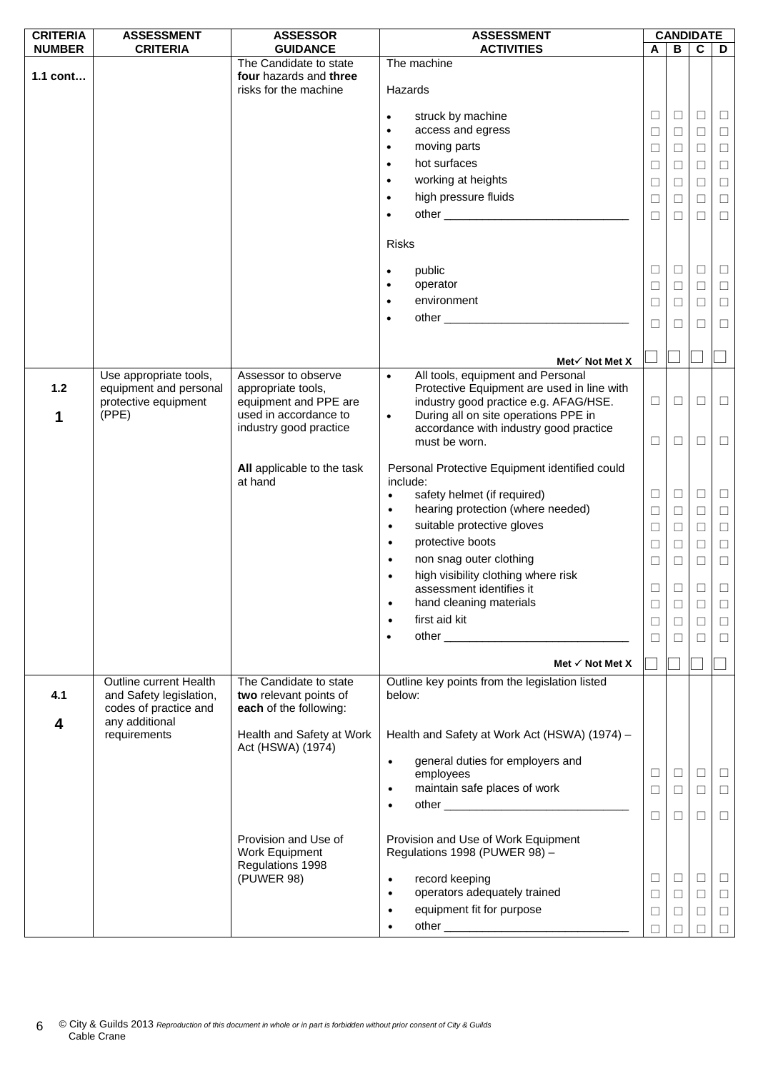| CRITERIA NUMBER | ASSESSMENT CRITERIA | ASSESSOR GUIDANCE | ASSESSMENT ACTIVITIES | CANDIDATE A | B | C | D |
|---|---|---|---|---|---|---|---|
| **1.1 cont…** | | The Candidate to state **four** hazards and **three** risks for the machine | The machine | | | | |
| | | | Hazards | | | | |
| | | | • struck by machine | ☐ | ☐ | ☐ | ☐ |
| | | | • access and egress | ☐ | ☐ | ☐ | ☐ |
| | | | • moving parts | ☐ | ☐ | ☐ | ☐ |
| | | | • hot surfaces | ☐ | ☐ | ☐ | ☐ |
| | | | • working at heights | ☐ | ☐ | ☐ | ☐ |
| | | | • high pressure fluids | ☐ | ☐ | ☐ | ☐ |
| | | | • other ____________________________ | ☐ | ☐ | ☐ | ☐ |
| | | | Risks | | | | |
| | | | • public | ☐ | ☐ | ☐ | ☐ |
| | | | • operator | ☐ | ☐ | ☐ | ☐ |
| | | | • environment | ☐ | ☐ | ☐ | ☐ |
| | | | • other ____________________________ | ☐ | ☐ | ☐ | ☐ |
| | | | **Met✓ Not Met X** | ☐ | ☐ | ☐ | ☐ |
| **1.2** **1** | Use appropriate tools, equipment and personal protective equipment (PPE) | Assessor to observe appropriate tools, equipment and PPE are used in accordance to industry good practice | • All tools, equipment and Personal Protective Equipment are used in line with industry good practice e.g. AFAG/HSE. | ☐ | ☐ | ☐ | ☐ |
| | | | • During all on site operations PPE in accordance with industry good practice must be worn. | ☐ | ☐ | ☐ | ☐ |
| | | **All** applicable to the task at hand | Personal Protective Equipment identified could include: | | | | |
| | | | • safety helmet (if required) | ☐ | ☐ | ☐ | ☐ |
| | | | • hearing protection (where needed) | ☐ | ☐ | ☐ | ☐ |
| | | | • suitable protective gloves | ☐ | ☐ | ☐ | ☐ |
| | | | • protective boots | ☐ | ☐ | ☐ | ☐ |
| | | | • non snag outer clothing | ☐ | ☐ | ☐ | ☐ |
| | | | • high visibility clothing where risk assessment identifies it | ☐ | ☐ | ☐ | ☐ |
| | | | • hand cleaning materials | ☐ | ☐ | ☐ | ☐ |
| | | | • first aid kit | ☐ | ☐ | ☐ | ☐ |
| | | | • other ____________________________ | ☐ | ☐ | ☐ | ☐ |
| | | | **Met ✓ Not Met X** | ☐ | ☐ | ☐ | ☐ |
| **4.1** **4** | Outline current Health and Safety legislation, codes of practice and any additional requirements | The Candidate to state **two** relevant points of **each** of the following: | Outline key points from the legislation listed below: | | | | |
| | | Health and Safety at Work Act (HSWA) (1974) | Health and Safety at Work Act (HSWA) (1974) – | | | | |
| | | | • general duties for employers and employees | ☐ | ☐ | ☐ | ☐ |
| | | | • maintain safe places of work | ☐ | ☐ | ☐ | ☐ |
| | | | • other ____________________________ | ☐ | ☐ | ☐ | ☐ |
| | | Provision and Use of Work Equipment Regulations 1998 (PUWER 98) | Provision and Use of Work Equipment Regulations 1998 (PUWER 98) – | | | | |
| | | | • record keeping | ☐ | ☐ | ☐ | ☐ |
| | | | • operators adequately trained | ☐ | ☐ | ☐ | ☐ |
| | | | • equipment fit for purpose | ☐ | ☐ | ☐ | ☐ |
| | | | • other ____________________________ | ☐ | ☐ | ☐ | ☐ |

© City & Guilds 2013 *Reproduction of this document in whole or in part is forbidden without prior consent of City & Guilds*
Cable Crane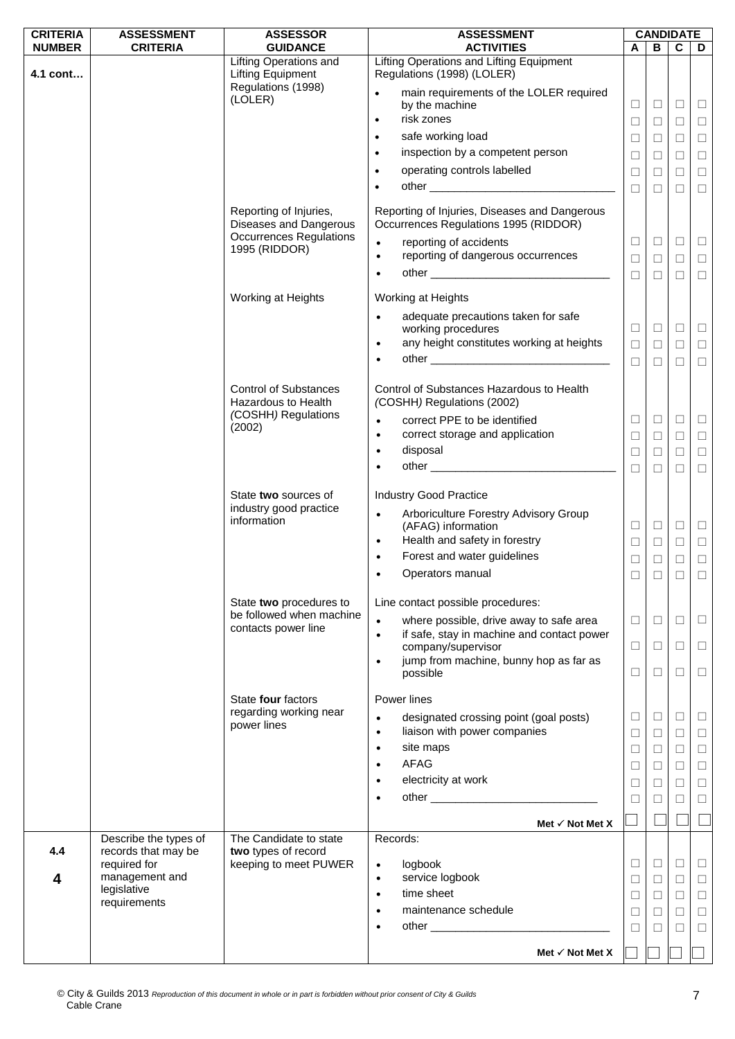| CRITERIA NUMBER | ASSESSMENT CRITERIA | ASSESSOR GUIDANCE | ASSESSMENT ACTIVITIES | CANDIDATE A | B | C | D |
|---|---|---|---|---|---|---|---|
| 4.1 cont… | | Lifting Operations and Lifting Equipment Regulations (1998) (LOLER) | Lifting Operations and Lifting Equipment Regulations (1998) (LOLER) | | | | |
| | | | • main requirements of the LOLER required by the machine | ☐ | ☐ | ☐ | ☐ |
| | | | • risk zones | ☐ | ☐ | ☐ | ☐ |
| | | | • safe working load | ☐ | ☐ | ☐ | ☐ |
| | | | • inspection by a competent person | ☐ | ☐ | ☐ | ☐ |
| | | | • operating controls labelled | ☐ | ☐ | ☐ | ☐ |
| | | | • other ______________________________ | ☐ | ☐ | ☐ | ☐ |
| | | Reporting of Injuries, Diseases and Dangerous Occurrences Regulations 1995 (RIDDOR) | Reporting of Injuries, Diseases and Dangerous Occurrences Regulations 1995 (RIDDOR) | | | | |
| | | | • reporting of accidents | ☐ | ☐ | ☐ | ☐ |
| | | | • reporting of dangerous occurrences | ☐ | ☐ | ☐ | ☐ |
| | | | • other ______________________________ | ☐ | ☐ | ☐ | ☐ |
| | | Working at Heights | Working at Heights | | | | |
| | | | • adequate precautions taken for safe working procedures | ☐ | ☐ | ☐ | ☐ |
| | | | • any height constitutes working at heights | ☐ | ☐ | ☐ | ☐ |
| | | | • other ______________________________ | ☐ | ☐ | ☐ | ☐ |
| | | Control of Substances Hazardous to Health (COSHH) Regulations (2002) | Control of Substances Hazardous to Health (COSHH) Regulations (2002) | | | | |
| | | | • correct PPE to be identified | ☐ | ☐ | ☐ | ☐ |
| | | | • correct storage and application | ☐ | ☐ | ☐ | ☐ |
| | | | • disposal | ☐ | ☐ | ☐ | ☐ |
| | | | • other ______________________________ | ☐ | ☐ | ☐ | ☐ |
| | | State **two** sources of industry good practice information | Industry Good Practice | | | | |
| | | | • Arboriculture Forestry Advisory Group (AFAG) information | ☐ | ☐ | ☐ | ☐ |
| | | | • Health and safety in forestry | ☐ | ☐ | ☐ | ☐ |
| | | | • Forest and water guidelines | ☐ | ☐ | ☐ | ☐ |
| | | | • Operators manual | ☐ | ☐ | ☐ | ☐ |
| | | State **two** procedures to be followed when machine contacts power line | Line contact possible procedures: | | | | |
| | | | • where possible, drive away to safe area | ☐ | ☐ | ☐ | ☐ |
| | | | • if safe, stay in machine and contact power company/supervisor | ☐ | ☐ | ☐ | ☐ |
| | | | • jump from machine, bunny hop as far as possible | ☐ | ☐ | ☐ | ☐ |
| | | State **four** factors regarding working near power lines | Power lines | | | | |
| | | | • designated crossing point (goal posts) | ☐ | ☐ | ☐ | ☐ |
| | | | • liaison with power companies | ☐ | ☐ | ☐ | ☐ |
| | | | • site maps | ☐ | ☐ | ☐ | ☐ |
| | | | • AFAG | ☐ | ☐ | ☐ | ☐ |
| | | | • electricity at work | ☐ | ☐ | ☐ | ☐ |
| | | | • other ______________________________ | ☐ | ☐ | ☐ | ☐ |
| | | | **Met ✓ Not Met X** | ☐ | ☐ | ☐ | ☐ |
| 4.4<br>**4** | Describe the types of records that may be required for management and legislative requirements | The Candidate to state **two** types of record keeping to meet PUWER | Records: | | | | |
| | | | • logbook | ☐ | ☐ | ☐ | ☐ |
| | | | • service logbook | ☐ | ☐ | ☐ | ☐ |
| | | | • time sheet | ☐ | ☐ | ☐ | ☐ |
| | | | • maintenance schedule | ☐ | ☐ | ☐ | ☐ |
| | | | • other ______________________________ | ☐ | ☐ | ☐ | ☐ |
| | | | **Met ✓ Not Met X** | ☐ | ☐ | ☐ | ☐ |

© City & Guilds 2013 *Reproduction of this document in whole or in part is forbidden without prior consent of City & Guilds*
Cable Crane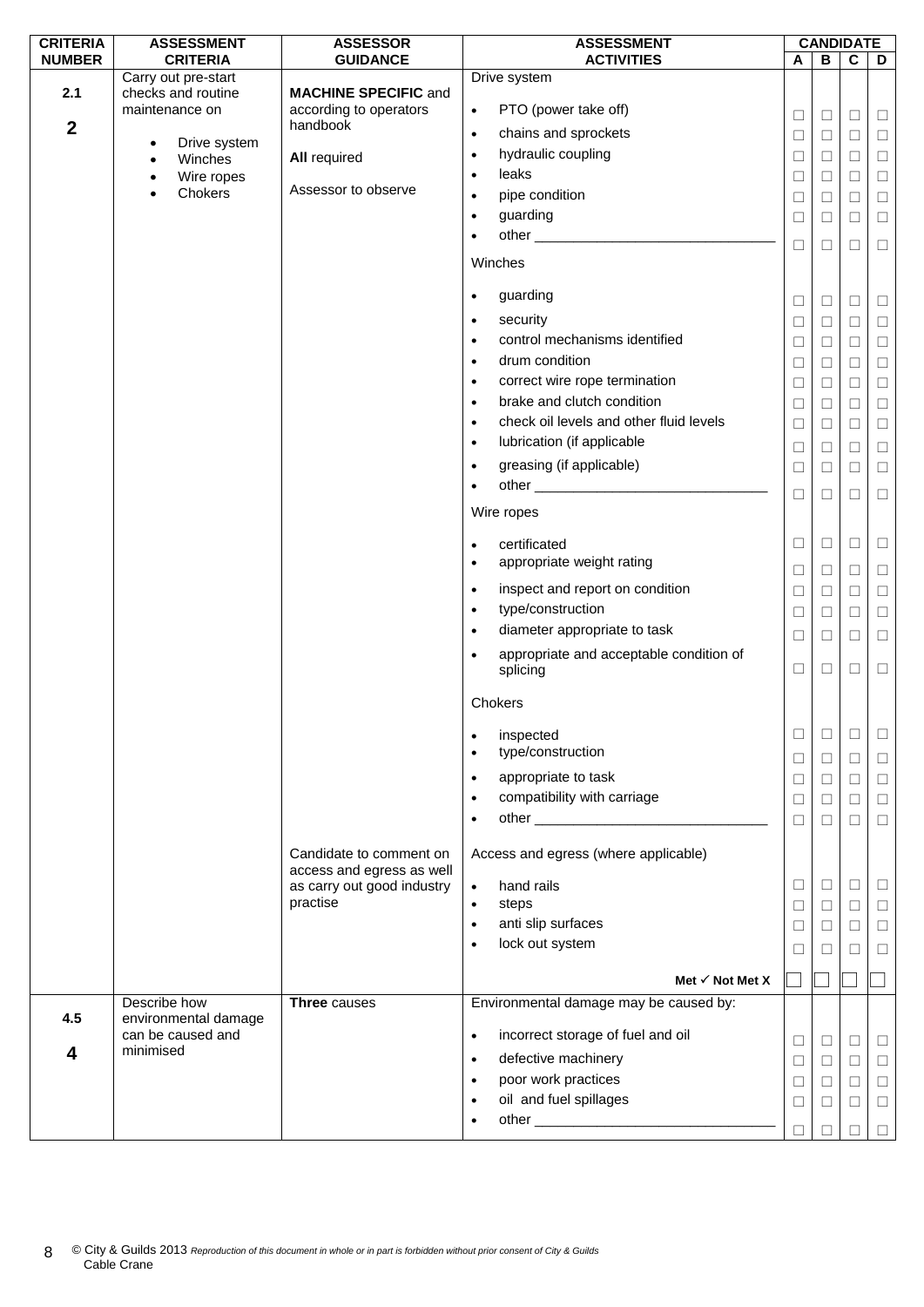| CRITERIA NUMBER | ASSESSMENT CRITERIA | ASSESSOR GUIDANCE | ASSESSMENT ACTIVITIES | CANDIDATE A | B | C | D |
|---|---|---|---|---|---|---|---|
| 2.1<br><br>**2** | Carry out pre-start checks and routine maintenance on<br>• Drive system<br>• Winches<br>• Wire ropes<br>• Chokers | **MACHINE SPECIFIC** and according to operators handbook<br><br>**All** required<br><br>Assessor to observe | Drive system | | | | |
| | | | • PTO (power take off) | ☐ | ☐ | ☐ | ☐ |
| | | | • chains and sprockets | ☐ | ☐ | ☐ | ☐ |
| | | | • hydraulic coupling | ☐ | ☐ | ☐ | ☐ |
| | | | • leaks | ☐ | ☐ | ☐ | ☐ |
| | | | • pipe condition | ☐ | ☐ | ☐ | ☐ |
| | | | • guarding | ☐ | ☐ | ☐ | ☐ |
| | | | • other ______________________________ | ☐ | ☐ | ☐ | ☐ |
| | | | Winches | | | | |
| | | | • guarding | ☐ | ☐ | ☐ | ☐ |
| | | | • security | ☐ | ☐ | ☐ | ☐ |
| | | | • control mechanisms identified | ☐ | ☐ | ☐ | ☐ |
| | | | • drum condition | ☐ | ☐ | ☐ | ☐ |
| | | | • correct wire rope termination | ☐ | ☐ | ☐ | ☐ |
| | | | • brake and clutch condition | ☐ | ☐ | ☐ | ☐ |
| | | | • check oil levels and other fluid levels | ☐ | ☐ | ☐ | ☐ |
| | | | • lubrication (if applicable | ☐ | ☐ | ☐ | ☐ |
| | | | • greasing (if applicable) | ☐ | ☐ | ☐ | ☐ |
| | | | • other ______________________________ | ☐ | ☐ | ☐ | ☐ |
| | | | Wire ropes | | | | |
| | | | • certificated | ☐ | ☐ | ☐ | ☐ |
| | | | • appropriate weight rating | ☐ | ☐ | ☐ | ☐ |
| | | | • inspect and report on condition | ☐ | ☐ | ☐ | ☐ |
| | | | • type/construction | ☐ | ☐ | ☐ | ☐ |
| | | | • diameter appropriate to task | ☐ | ☐ | ☐ | ☐ |
| | | | • appropriate and acceptable condition of splicing | ☐ | ☐ | ☐ | ☐ |
| | | | Chokers | | | | |
| | | | • inspected | ☐ | ☐ | ☐ | ☐ |
| | | | • type/construction | ☐ | ☐ | ☐ | ☐ |
| | | | • appropriate to task | ☐ | ☐ | ☐ | ☐ |
| | | | • compatibility with carriage | ☐ | ☐ | ☐ | ☐ |
| | | | • other ______________________________ | ☐ | ☐ | ☐ | ☐ |
| | | Candidate to comment on access and egress as well as carry out good industry practise | Access and egress (where applicable) | | | | |
| | | | • hand rails | ☐ | ☐ | ☐ | ☐ |
| | | | • steps | ☐ | ☐ | ☐ | ☐ |
| | | | • anti slip surfaces | ☐ | ☐ | ☐ | ☐ |
| | | | • lock out system | ☐ | ☐ | ☐ | ☐ |
| | | | **Met ✓ Not Met X** | ☐ | ☐ | ☐ | ☐ |
| 4.5<br><br>**4** | Describe how environmental damage can be caused and minimised | **Three** causes | Environmental damage may be caused by: | | | | |
| | | | • incorrect storage of fuel and oil | ☐ | ☐ | ☐ | ☐ |
| | | | • defective machinery | ☐ | ☐ | ☐ | ☐ |
| | | | • poor work practices | ☐ | ☐ | ☐ | ☐ |
| | | | • oil and fuel spillages | ☐ | ☐ | ☐ | ☐ |
| | | | • other ______________________________ | ☐ | ☐ | ☐ | ☐ |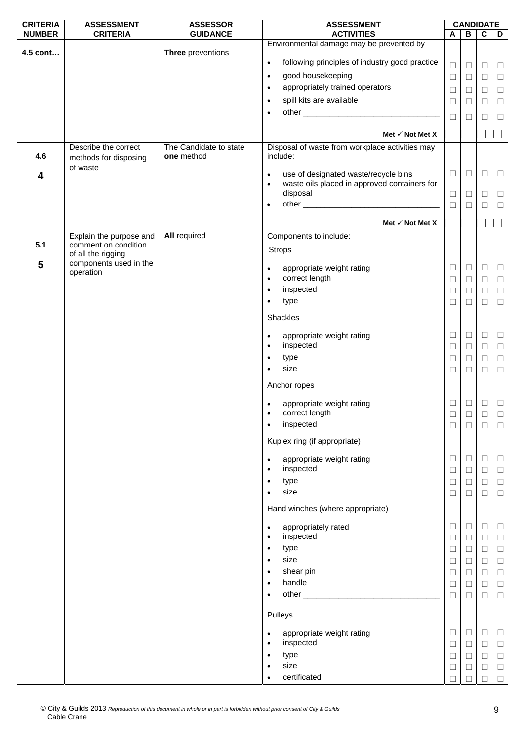| CRITERIA NUMBER | ASSESSMENT CRITERIA | ASSESSOR GUIDANCE | ASSESSMENT ACTIVITIES | CANDIDATE | | | |
|---|---|---|---|---|---|---|---|
| | | | | A | B | C | D |
| **4.5 cont…** | | **Three** preventions | Environmental damage may be prevented by | | | | |
| | | | • following principles of industry good practice | ☐ | ☐ | ☐ | ☐ |
| | | | • good housekeeping | ☐ | ☐ | ☐ | ☐ |
| | | | • appropriately trained operators | ☐ | ☐ | ☐ | ☐ |
| | | | • spill kits are available | ☐ | ☐ | ☐ | ☐ |
| | | | • other ______________________________ | ☐ | ☐ | ☐ | ☐ |
| | | | **Met ✓ Not Met X** | ☐ | ☐ | ☐ | ☐ |
| **4.6** **4** | Describe the correct methods for disposing of waste | The Candidate to state **one** method | Disposal of waste from workplace activities may include: | | | | |
| | | | • use of designated waste/recycle bins | ☐ | ☐ | ☐ | ☐ |
| | | | • waste oils placed in approved containers for disposal | ☐ | ☐ | ☐ | ☐ |
| | | | • other ______________________________ | ☐ | ☐ | ☐ | ☐ |
| | | | **Met ✓ Not Met X** | ☐ | ☐ | ☐ | ☐ |
| **5.1** **5** | Explain the purpose and comment on condition of all the rigging components used in the operation | **All** required | Components to include: | | | | |
| | | | Strops | | | | |
| | | | • appropriate weight rating | ☐ | ☐ | ☐ | ☐ |
| | | | • correct length | ☐ | ☐ | ☐ | ☐ |
| | | | • inspected | ☐ | ☐ | ☐ | ☐ |
| | | | • type | ☐ | ☐ | ☐ | ☐ |
| | | | Shackles | | | | |
| | | | • appropriate weight rating | ☐ | ☐ | ☐ | ☐ |
| | | | • inspected | ☐ | ☐ | ☐ | ☐ |
| | | | • type | ☐ | ☐ | ☐ | ☐ |
| | | | • size | ☐ | ☐ | ☐ | ☐ |
| | | | Anchor ropes | | | | |
| | | | • appropriate weight rating | ☐ | ☐ | ☐ | ☐ |
| | | | • correct length | ☐ | ☐ | ☐ | ☐ |
| | | | • inspected | ☐ | ☐ | ☐ | ☐ |
| | | | Kuplex ring (if appropriate) | | | | |
| | | | • appropriate weight rating | ☐ | ☐ | ☐ | ☐ |
| | | | • inspected | ☐ | ☐ | ☐ | ☐ |
| | | | • type | ☐ | ☐ | ☐ | ☐ |
| | | | • size | ☐ | ☐ | ☐ | ☐ |
| | | | Hand winches (where appropriate) | | | | |
| | | | • appropriately rated | ☐ | ☐ | ☐ | ☐ |
| | | | • inspected | ☐ | ☐ | ☐ | ☐ |
| | | | • type | ☐ | ☐ | ☐ | ☐ |
| | | | • size | ☐ | ☐ | ☐ | ☐ |
| | | | • shear pin | ☐ | ☐ | ☐ | ☐ |
| | | | • handle | ☐ | ☐ | ☐ | ☐ |
| | | | • other ______________________________ | ☐ | ☐ | ☐ | ☐ |
| | | | Pulleys | | | | |
| | | | • appropriate weight rating | ☐ | ☐ | ☐ | ☐ |
| | | | • inspected | ☐ | ☐ | ☐ | ☐ |
| | | | • type | ☐ | ☐ | ☐ | ☐ |
| | | | • size | ☐ | ☐ | ☐ | ☐ |
| | | | • certificated | ☐ | ☐ | ☐ | ☐ |

© City & Guilds 2013 *Reproduction of this document in whole or in part is forbidden without prior consent of City & Guilds*
Cable Crane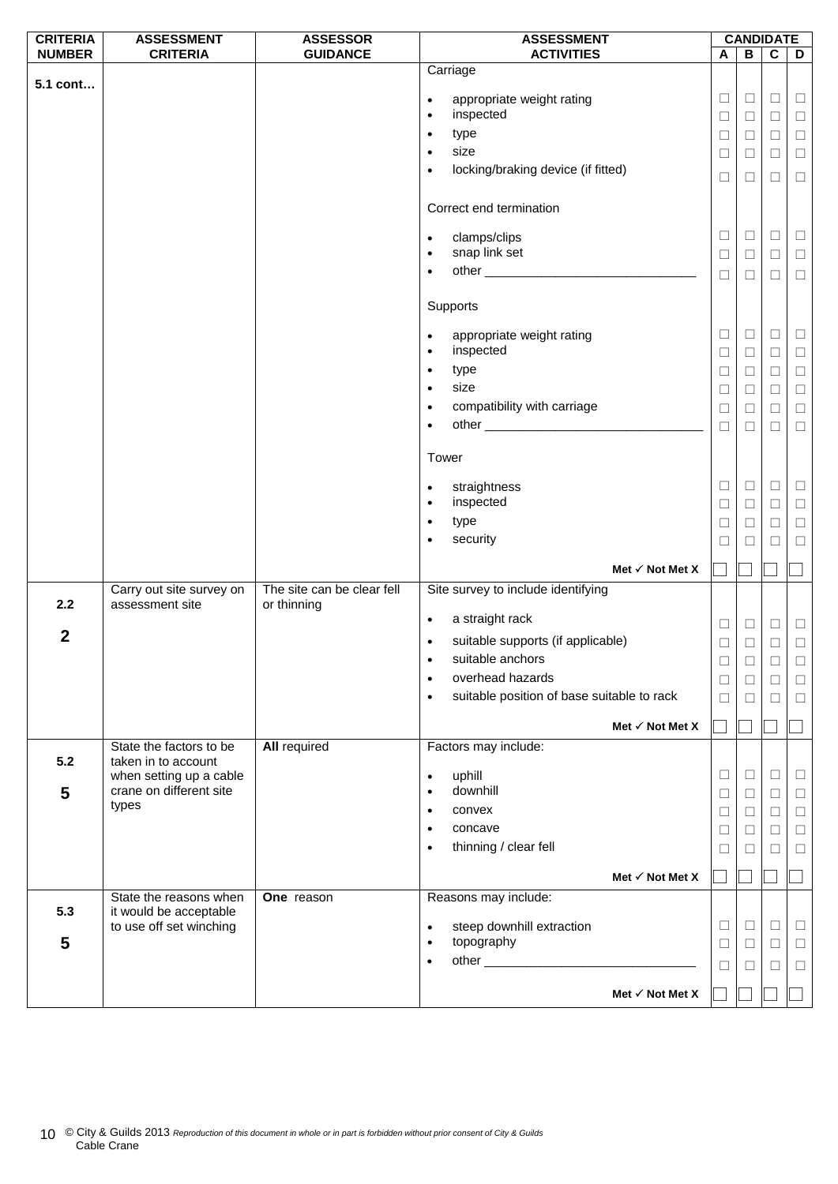| CRITERIA NUMBER | ASSESSMENT CRITERIA | ASSESSOR GUIDANCE | ASSESSMENT ACTIVITIES | CANDIDATE A | B | C | D |
|---|---|---|---|---|---|---|---|
| 5.1 cont… | | | Carriage | | | | |
| | | | • appropriate weight rating | ☐ | ☐ | ☐ | ☐ |
| | | | • inspected | ☐ | ☐ | ☐ | ☐ |
| | | | • type | ☐ | ☐ | ☐ | ☐ |
| | | | • size | ☐ | ☐ | ☐ | ☐ |
| | | | • locking/braking device (if fitted) | ☐ | ☐ | ☐ | ☐ |
| | | | Correct end termination | | | | |
| | | | • clamps/clips | ☐ | ☐ | ☐ | ☐ |
| | | | • snap link set | ☐ | ☐ | ☐ | ☐ |
| | | | • other ______________________________ | ☐ | ☐ | ☐ | ☐ |
| | | | Supports | | | | |
| | | | • appropriate weight rating | ☐ | ☐ | ☐ | ☐ |
| | | | • inspected | ☐ | ☐ | ☐ | ☐ |
| | | | • type | ☐ | ☐ | ☐ | ☐ |
| | | | • size | ☐ | ☐ | ☐ | ☐ |
| | | | • compatibility with carriage | ☐ | ☐ | ☐ | ☐ |
| | | | • other ______________________________ | ☐ | ☐ | ☐ | ☐ |
| | | | Tower | | | | |
| | | | • straightness | ☐ | ☐ | ☐ | ☐ |
| | | | • inspected | ☐ | ☐ | ☐ | ☐ |
| | | | • type | ☐ | ☐ | ☐ | ☐ |
| | | | • security | ☐ | ☐ | ☐ | ☐ |
| | | | **Met ✓ Not Met X** | ☐ | ☐ | ☐ | ☐ |
| 2.2<br><br>**2** | Carry out site survey on assessment site | The site can be clear fell or thinning | Site survey to include identifying | | | | |
| | | | • a straight rack | ☐ | ☐ | ☐ | ☐ |
| | | | • suitable supports (if applicable) | ☐ | ☐ | ☐ | ☐ |
| | | | • suitable anchors | ☐ | ☐ | ☐ | ☐ |
| | | | • overhead hazards | ☐ | ☐ | ☐ | ☐ |
| | | | • suitable position of base suitable to rack | ☐ | ☐ | ☐ | ☐ |
| | | | **Met ✓ Not Met X** | ☐ | ☐ | ☐ | ☐ |
| 5.2<br><br>**5** | State the factors to be taken in to account when setting up a cable crane on different site types | **All** required | Factors may include: | | | | |
| | | | • uphill | ☐ | ☐ | ☐ | ☐ |
| | | | • downhill | ☐ | ☐ | ☐ | ☐ |
| | | | • convex | ☐ | ☐ | ☐ | ☐ |
| | | | • concave | ☐ | ☐ | ☐ | ☐ |
| | | | • thinning / clear fell | ☐ | ☐ | ☐ | ☐ |
| | | | **Met ✓ Not Met X** | ☐ | ☐ | ☐ | ☐ |
| 5.3<br><br>**5** | State the reasons when it would be acceptable to use off set winching | **One** reason | Reasons may include: | | | | |
| | | | • steep downhill extraction | ☐ | ☐ | ☐ | ☐ |
| | | | • topography | ☐ | ☐ | ☐ | ☐ |
| | | | • other ______________________________ | ☐ | ☐ | ☐ | ☐ |
| | | | **Met ✓ Not Met X** | ☐ | ☐ | ☐ | ☐ |

© City & Guilds 2013 *Reproduction of this document in whole or in part is forbidden without prior consent of City & Guilds*
Cable Crane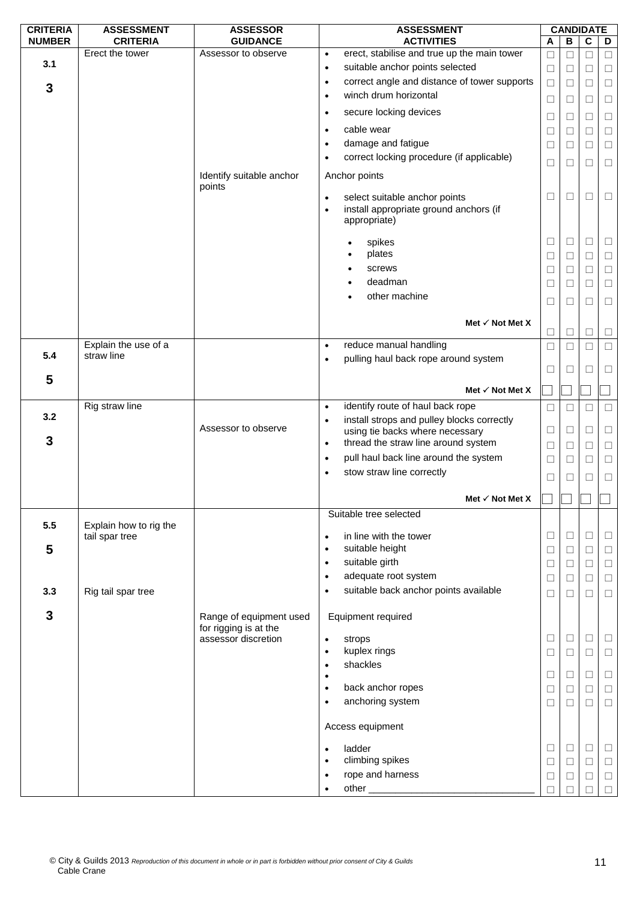| CRITERIA NUMBER | ASSESSMENT CRITERIA | ASSESSOR GUIDANCE | ASSESSMENT ACTIVITIES | CANDIDATE A | B | C | D |
|---|---|---|---|---|---|---|---|
| 3.1<br><br>**3** | Erect the tower | Assessor to observe | • erect, stabilise and true up the main tower | ☐ | ☐ | ☐ | ☐ |
| | | | • suitable anchor points selected | ☐ | ☐ | ☐ | ☐ |
| | | | • correct angle and distance of tower supports | ☐ | ☐ | ☐ | ☐ |
| | | | • winch drum horizontal | ☐ | ☐ | ☐ | ☐ |
| | | | • secure locking devices | ☐ | ☐ | ☐ | ☐ |
| | | | • cable wear | ☐ | ☐ | ☐ | ☐ |
| | | | • damage and fatigue | ☐ | ☐ | ☐ | ☐ |
| | | | • correct locking procedure (if applicable) | ☐ | ☐ | ☐ | ☐ |
| | | Identify suitable anchor points | Anchor points | | | | |
| | | | • select suitable anchor points<br>• install appropriate ground anchors (if appropriate) | ☐ | ☐ | ☐ | ☐ |
| | | | • spikes | ☐ | ☐ | ☐ | ☐ |
| | | | • plates | ☐ | ☐ | ☐ | ☐ |
| | | | • screws | ☐ | ☐ | ☐ | ☐ |
| | | | • deadman | ☐ | ☐ | ☐ | ☐ |
| | | | • other machine | ☐ | ☐ | ☐ | ☐ |
| | | | **Met ✓ Not Met X** | ☐ | ☐ | ☐ | ☐ |
| 5.4<br><br>**5** | Explain the use of a straw line | | • reduce manual handling | ☐ | ☐ | ☐ | ☐ |
| | | | • pulling haul back rope around system | ☐ | ☐ | ☐ | ☐ |
| | | | **Met ✓ Not Met X** | ☐ | ☐ | ☐ | ☐ |
| 3.2<br><br>**3** | Rig straw line | Assessor to observe | • identify route of haul back rope | ☐ | ☐ | ☐ | ☐ |
| | | | • install strops and pulley blocks correctly using tie backs where necessary | ☐ | ☐ | ☐ | ☐ |
| | | | • thread the straw line around system | ☐ | ☐ | ☐ | ☐ |
| | | | • pull haul back line around the system | ☐ | ☐ | ☐ | ☐ |
| | | | • stow straw line correctly | ☐ | ☐ | ☐ | ☐ |
| | | | **Met ✓ Not Met X** | ☐ | ☐ | ☐ | ☐ |
| 5.5<br><br>**5** | Explain how to rig the tail spar tree | | Suitable tree selected | | | | |
| | | | • in line with the tower | ☐ | ☐ | ☐ | ☐ |
| | | | • suitable height | ☐ | ☐ | ☐ | ☐ |
| | | | • suitable girth | ☐ | ☐ | ☐ | ☐ |
| | | | • adequate root system | ☐ | ☐ | ☐ | ☐ |
| 3.3<br><br>**3** | Rig tail spar tree | | • suitable back anchor points available | ☐ | ☐ | ☐ | ☐ |
| | | Range of equipment used for rigging is at the assessor discretion | Equipment required | | | | |
| | | | • strops | ☐ | ☐ | ☐ | ☐ |
| | | | • kuplex rings | ☐ | ☐ | ☐ | ☐ |
| | | | • shackles<br>• | ☐ | ☐ | ☐ | ☐ |
| | | | • back anchor ropes | ☐ | ☐ | ☐ | ☐ |
| | | | • anchoring system | ☐ | ☐ | ☐ | ☐ |
| | | | Access equipment | | | | |
| | | | • ladder | ☐ | ☐ | ☐ | ☐ |
| | | | • climbing spikes | ☐ | ☐ | ☐ | ☐ |
| | | | • rope and harness | ☐ | ☐ | ☐ | ☐ |
| | | | • other ______________________________ | ☐ | ☐ | ☐ | ☐ |

© City & Guilds 2013 *Reproduction of this document in whole or in part is forbidden without prior consent of City & Guilds*
Cable Crane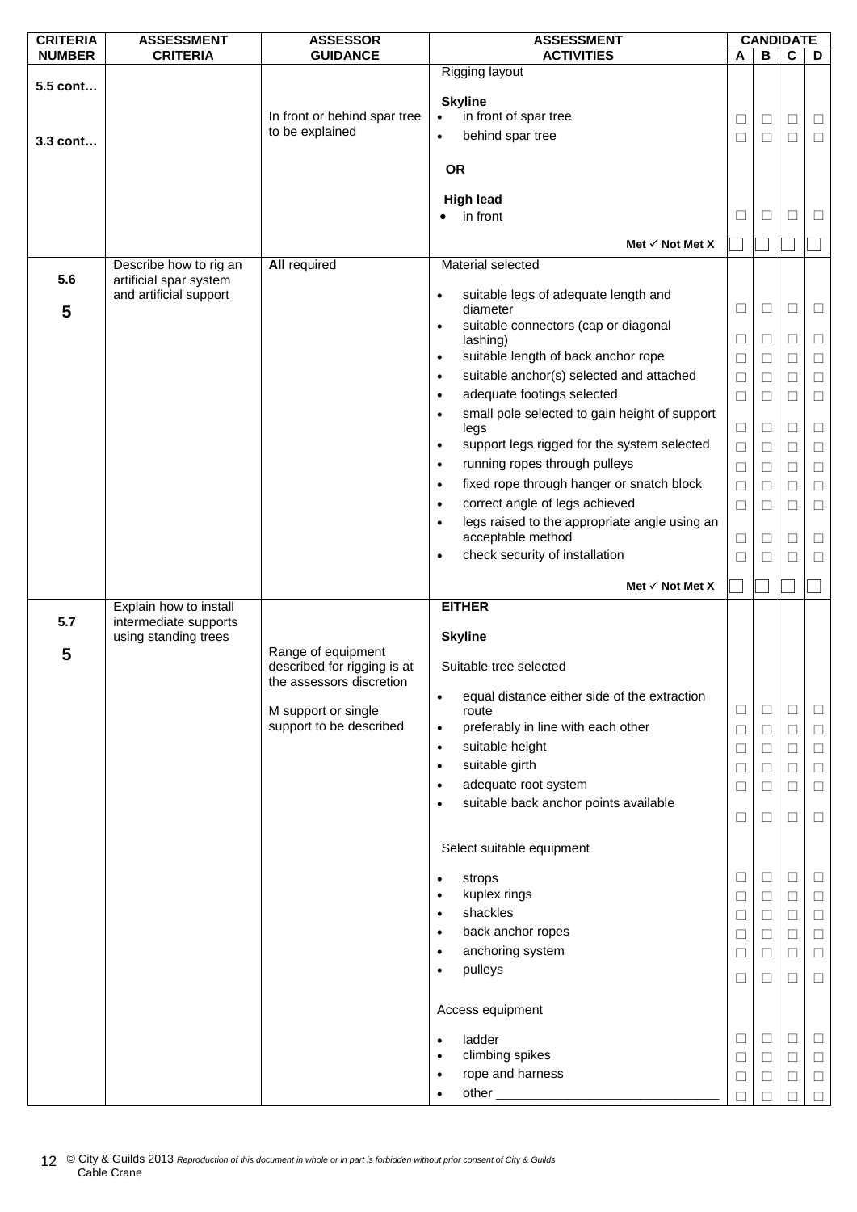| CRITERIA NUMBER | ASSESSMENT CRITERIA | ASSESSOR GUIDANCE | ASSESSMENT ACTIVITIES | CANDIDATE A | B | C | D |
|---|---|---|---|---|---|---|---|
| **5.5 cont…** | | | Rigging layout | | | | |
| **3.3 cont…** | | In front or behind spar tree to be explained | **Skyline** | | | | |
| | | | • in front of spar tree | ☐ | ☐ | ☐ | ☐ |
| | | | • behind spar tree | ☐ | ☐ | ☐ | ☐ |
| | | | **OR** | | | | |
| | | | **High lead** | | | | |
| | | | • in front | ☐ | ☐ | ☐ | ☐ |
| | | | **Met ✓ Not Met X** | ☐ | ☐ | ☐ | ☐ |
| **5.6** | Describe how to rig an artificial spar system and artificial support | **All** required | Material selected | | | | |
| **5** | | | • suitable legs of adequate length and diameter | ☐ | ☐ | ☐ | ☐ |
| | | | • suitable connectors (cap or diagonal lashing) | ☐ | ☐ | ☐ | ☐ |
| | | | • suitable length of back anchor rope | ☐ | ☐ | ☐ | ☐ |
| | | | • suitable anchor(s) selected and attached | ☐ | ☐ | ☐ | ☐ |
| | | | • adequate footings selected | ☐ | ☐ | ☐ | ☐ |
| | | | • small pole selected to gain height of support legs | ☐ | ☐ | ☐ | ☐ |
| | | | • support legs rigged for the system selected | ☐ | ☐ | ☐ | ☐ |
| | | | • running ropes through pulleys | ☐ | ☐ | ☐ | ☐ |
| | | | • fixed rope through hanger or snatch block | ☐ | ☐ | ☐ | ☐ |
| | | | • correct angle of legs achieved | ☐ | ☐ | ☐ | ☐ |
| | | | • legs raised to the appropriate angle using an acceptable method | ☐ | ☐ | ☐ | ☐ |
| | | | • check security of installation | ☐ | ☐ | ☐ | ☐ |
| | | | **Met ✓ Not Met X** | ☐ | ☐ | ☐ | ☐ |
| **5.7** | Explain how to install intermediate supports using standing trees | | **EITHER** | | | | |
| **5** | | Range of equipment described for rigging is at the assessors discretion | **Skyline** | | | | |
| | | M support or single support to be described | Suitable tree selected | | | | |
| | | | • equal distance either side of the extraction route | ☐ | ☐ | ☐ | ☐ |
| | | | • preferably in line with each other | ☐ | ☐ | ☐ | ☐ |
| | | | • suitable height | ☐ | ☐ | ☐ | ☐ |
| | | | • suitable girth | ☐ | ☐ | ☐ | ☐ |
| | | | • adequate root system | ☐ | ☐ | ☐ | ☐ |
| | | | • suitable back anchor points available | ☐ | ☐ | ☐ | ☐ |
| | | | Select suitable equipment | | | | |
| | | | • strops | ☐ | ☐ | ☐ | ☐ |
| | | | • kuplex rings | ☐ | ☐ | ☐ | ☐ |
| | | | • shackles | ☐ | ☐ | ☐ | ☐ |
| | | | • back anchor ropes | ☐ | ☐ | ☐ | ☐ |
| | | | • anchoring system | ☐ | ☐ | ☐ | ☐ |
| | | | • pulleys | ☐ | ☐ | ☐ | ☐ |
| | | | Access equipment | | | | |
| | | | • ladder | ☐ | ☐ | ☐ | ☐ |
| | | | • climbing spikes | ☐ | ☐ | ☐ | ☐ |
| | | | • rope and harness | ☐ | ☐ | ☐ | ☐ |
| | | | • other ______________________________ | ☐ | ☐ | ☐ | ☐ |

© City & Guilds 2013 *Reproduction of this document in whole or in part is forbidden without prior consent of City & Guilds*
Cable Crane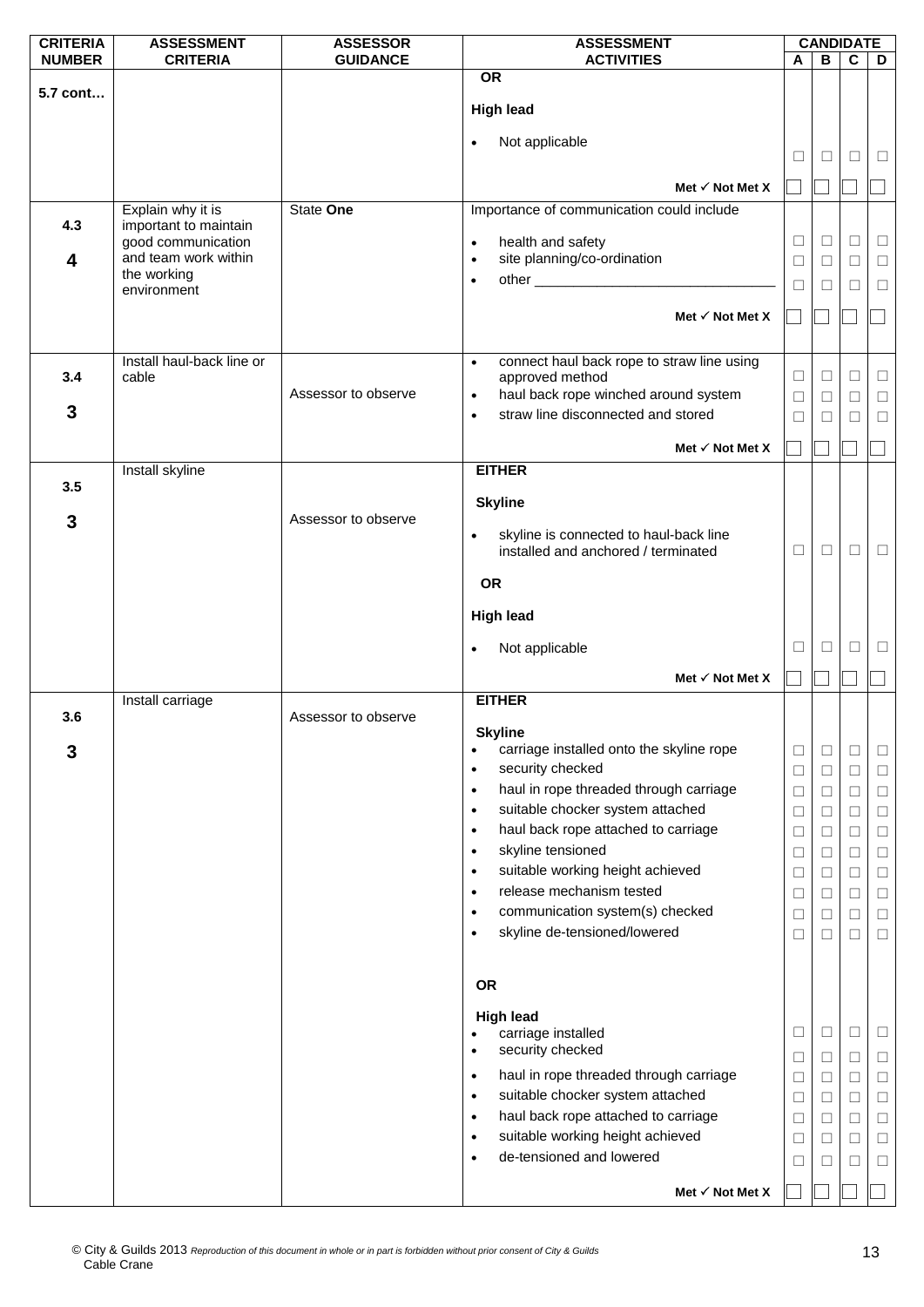| CRITERIA NUMBER | ASSESSMENT CRITERIA | ASSESSOR GUIDANCE | ASSESSMENT ACTIVITIES | CANDIDATE A | B | C | D |
|---|---|---|---|---|---|---|---|
| **5.7 cont…** | | | **OR** | | | | |
| | | | **High lead** | | | | |
| | | | • Not applicable | ☐ | ☐ | ☐ | ☐ |
| | | | **Met ✓ Not Met X** | ☐ | ☐ | ☐ | ☐ |
| **4.3** **4** | Explain why it is important to maintain good communication and team work within the working environment | State **One** | Importance of communication could include | | | | |
| | | | • health and safety | ☐ | ☐ | ☐ | ☐ |
| | | | • site planning/co-ordination | ☐ | ☐ | ☐ | ☐ |
| | | | • other _______________________________ | ☐ | ☐ | ☐ | ☐ |
| | | | **Met ✓ Not Met X** | ☐ | ☐ | ☐ | ☐ |
| **3.4** **3** | Install haul-back line or cable | Assessor to observe | • connect haul back rope to straw line using approved method | ☐ | ☐ | ☐ | ☐ |
| | | | • haul back rope winched around system | ☐ | ☐ | ☐ | ☐ |
| | | | • straw line disconnected and stored | ☐ | ☐ | ☐ | ☐ |
| | | | **Met ✓ Not Met X** | ☐ | ☐ | ☐ | ☐ |
| **3.5** **3** | Install skyline | Assessor to observe | **EITHER** | | | | |
| | | | **Skyline** | | | | |
| | | | • skyline is connected to haul-back line installed and anchored / terminated | ☐ | ☐ | ☐ | ☐ |
| | | | **OR** | | | | |
| | | | **High lead** | | | | |
| | | | • Not applicable | ☐ | ☐ | ☐ | ☐ |
| | | | **Met ✓ Not Met X** | ☐ | ☐ | ☐ | ☐ |
| **3.6** **3** | Install carriage | Assessor to observe | **EITHER** | | | | |
| | | | **Skyline** | | | | |
| | | | • carriage installed onto the skyline rope | ☐ | ☐ | ☐ | ☐ |
| | | | • security checked | ☐ | ☐ | ☐ | ☐ |
| | | | • haul in rope threaded through carriage | ☐ | ☐ | ☐ | ☐ |
| | | | • suitable chocker system attached | ☐ | ☐ | ☐ | ☐ |
| | | | • haul back rope attached to carriage | ☐ | ☐ | ☐ | ☐ |
| | | | • skyline tensioned | ☐ | ☐ | ☐ | ☐ |
| | | | • suitable working height achieved | ☐ | ☐ | ☐ | ☐ |
| | | | • release mechanism tested | ☐ | ☐ | ☐ | ☐ |
| | | | • communication system(s) checked | ☐ | ☐ | ☐ | ☐ |
| | | | • skyline de-tensioned/lowered | ☐ | ☐ | ☐ | ☐ |
| | | | **OR** | | | | |
| | | | **High lead** | | | | |
| | | | • carriage installed | ☐ | ☐ | ☐ | ☐ |
| | | | • security checked | ☐ | ☐ | ☐ | ☐ |
| | | | • haul in rope threaded through carriage | ☐ | ☐ | ☐ | ☐ |
| | | | • suitable chocker system attached | ☐ | ☐ | ☐ | ☐ |
| | | | • haul back rope attached to carriage | ☐ | ☐ | ☐ | ☐ |
| | | | • suitable working height achieved | ☐ | ☐ | ☐ | ☐ |
| | | | • de-tensioned and lowered | ☐ | ☐ | ☐ | ☐ |
| | | | **Met ✓ Not Met X** | ☐ | ☐ | ☐ | ☐ |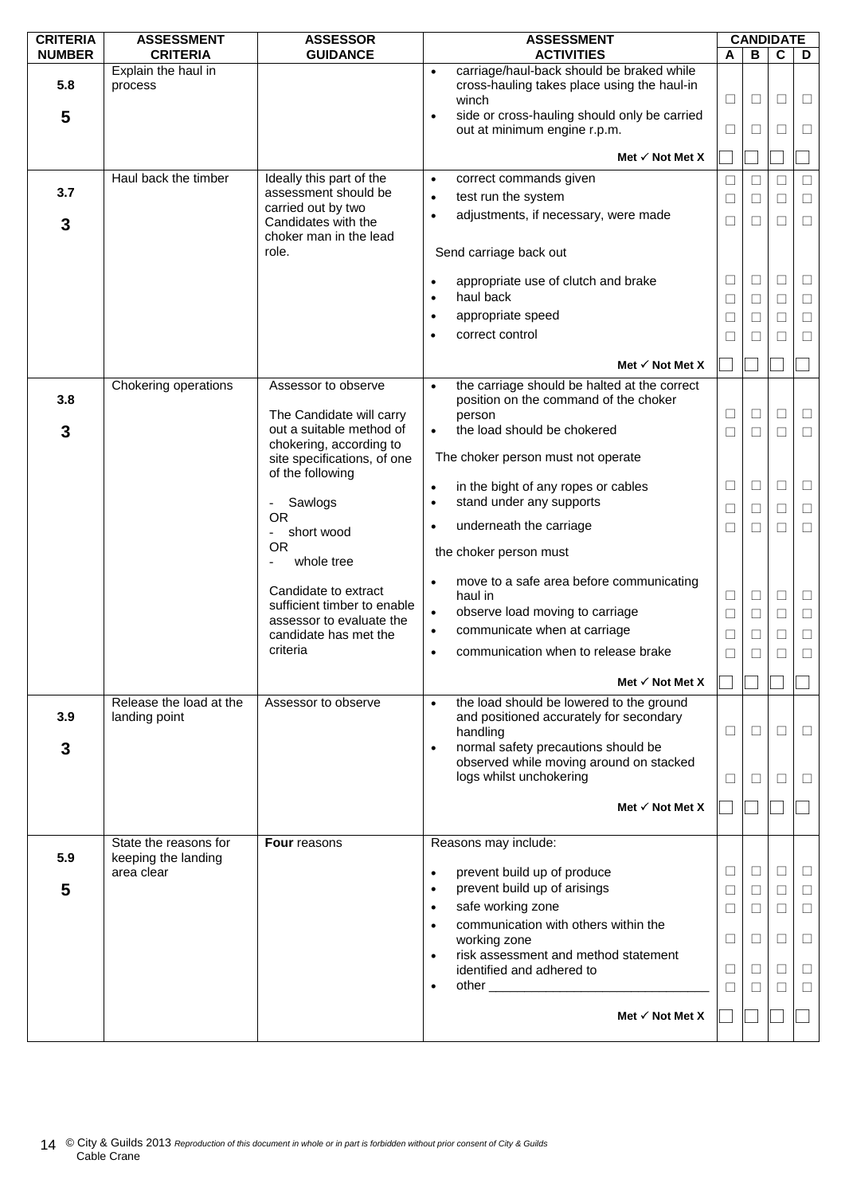| CRITERIA NUMBER | ASSESSMENT CRITERIA | ASSESSOR GUIDANCE | ASSESSMENT ACTIVITIES | CANDIDATE A | B | C | D |
|---|---|---|---|---|---|---|---|
| 5.8<br><br>5 | Explain the haul in process | | • carriage/haul-back should be braked while cross-hauling takes place using the haul-in winch<br>• side or cross-hauling should only be carried out at minimum engine r.p.m. | ☐<br>☐ | ☐<br>☐ | ☐<br>☐ | ☐<br>☐ |
| | | | **Met ✓ Not Met X** | ☐ | ☐ | ☐ | ☐ |
| 3.7<br><br>3 | Haul back the timber | Ideally this part of the assessment should be carried out by two Candidates with the choker man in the lead role. | • correct commands given<br>• test run the system<br>• adjustments, if necessary, were made<br><br>Send carriage back out<br><br>• appropriate use of clutch and brake<br>• haul back<br>• appropriate speed<br>• correct control | ☐<br>☐<br>☐<br><br><br><br>☐<br>☐<br>☐<br>☐ | ☐<br>☐<br>☐<br><br><br><br>☐<br>☐<br>☐<br>☐ | ☐<br>☐<br>☐<br><br><br><br>☐<br>☐<br>☐<br>☐ | ☐<br>☐<br>☐<br><br><br><br>☐<br>☐<br>☐<br>☐ |
| | | | **Met ✓ Not Met X** | ☐ | ☐ | ☐ | ☐ |
| 3.8<br><br>3 | Chokering operations | Assessor to observe<br><br>The Candidate will carry out a suitable method of chokering, according to site specifications, of one of the following<br><br>- Sawlogs<br>OR<br>- short wood<br>OR<br>- whole tree<br><br>Candidate to extract sufficient timber to enable assessor to evaluate the candidate has met the criteria | • the carriage should be halted at the correct position on the command of the choker person<br>• the load should be chokered<br><br>The choker person must not operate<br><br>• in the bight of any ropes or cables<br>• stand under any supports<br>• underneath the carriage<br><br>the choker person must<br><br>• move to a safe area before communicating haul in<br>• observe load moving to carriage<br>• communicate when at carriage<br>• communication when to release brake | ☐<br>☐<br><br><br>☐<br>☐<br>☐<br><br><br>☐<br>☐<br>☐<br>☐ | ☐<br>☐<br><br><br>☐<br>☐<br>☐<br><br><br>☐<br>☐<br>☐<br>☐ | ☐<br>☐<br><br><br>☐<br>☐<br>☐<br><br><br>☐<br>☐<br>☐<br>☐ | ☐<br>☐<br><br><br>☐<br>☐<br>☐<br><br><br>☐<br>☐<br>☐<br>☐ |
| | | | **Met ✓ Not Met X** | ☐ | ☐ | ☐ | ☐ |
| 3.9<br><br>3 | Release the load at the landing point | Assessor to observe | • the load should be lowered to the ground and positioned accurately for secondary handling<br>• normal safety precautions should be observed while moving around on stacked logs whilst unchokering | ☐<br>☐ | ☐<br>☐ | ☐<br>☐ | ☐<br>☐ |
| | | | **Met ✓ Not Met X** | ☐ | ☐ | ☐ | ☐ |
| 5.9<br><br>5 | State the reasons for keeping the landing area clear | **Four** reasons | Reasons may include:<br><br>• prevent build up of produce<br>• prevent build up of arisings<br>• safe working zone<br>• communication with others within the working zone<br>• risk assessment and method statement identified and adhered to<br>• other _______________________________ | <br><br>☐<br>☐<br>☐<br>☐<br>☐<br>☐ | <br><br>☐<br>☐<br>☐<br>☐<br>☐<br>☐ | <br><br>☐<br>☐<br>☐<br>☐<br>☐<br>☐ | <br><br>☐<br>☐<br>☐<br>☐<br>☐<br>☐ |
| | | | **Met ✓ Not Met X** | ☐ | ☐ | ☐ | ☐ |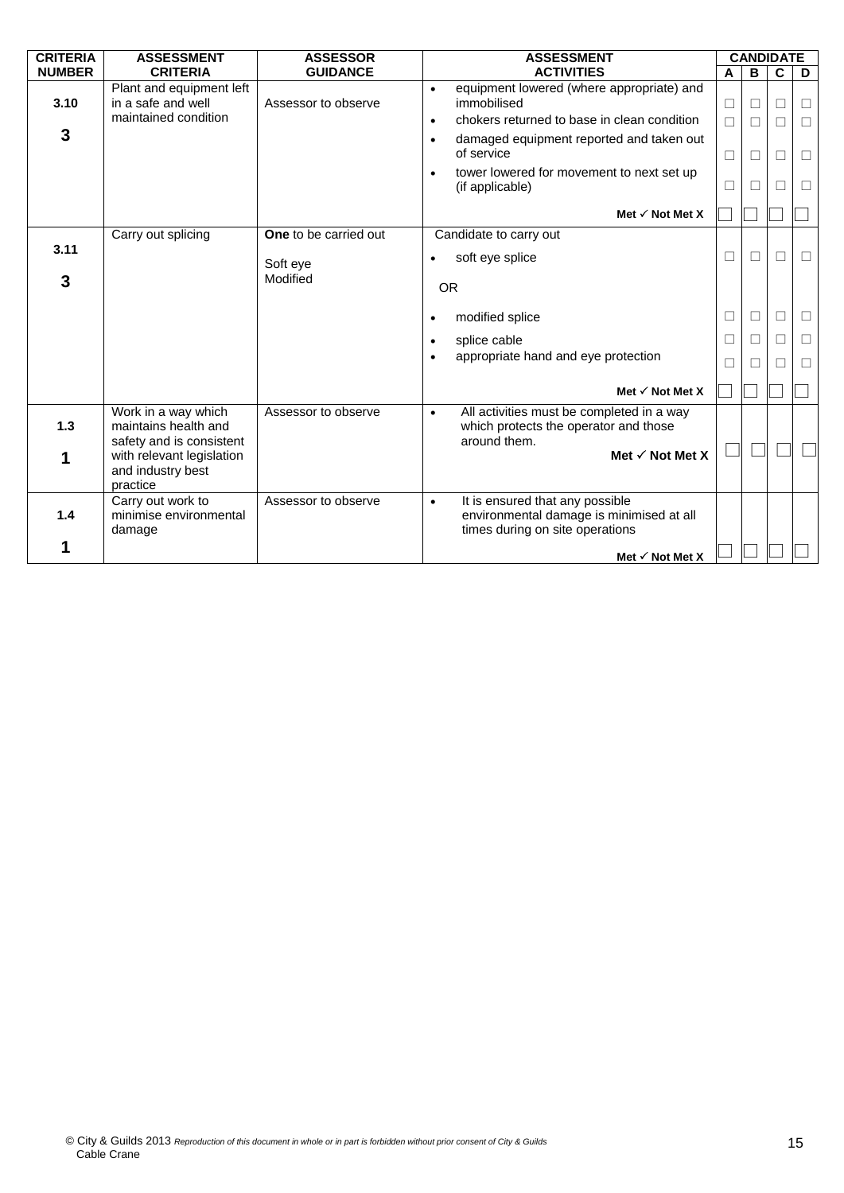| CRITERIA NUMBER | ASSESSMENT CRITERIA | ASSESSOR GUIDANCE | ASSESSMENT ACTIVITIES | CANDIDATE | | | |
|---|---|---|---|---|---|---|---|
| | | | | A | B | C | D |
| 3.10<br><br>**3** | Plant and equipment left in a safe and well maintained condition | Assessor to observe | • equipment lowered (where appropriate) and immobilised | ☐ | ☐ | ☐ | ☐ |
| | | | • chokers returned to base in clean condition | ☐ | ☐ | ☐ | ☐ |
| | | | • damaged equipment reported and taken out of service | ☐ | ☐ | ☐ | ☐ |
| | | | • tower lowered for movement to next set up (if applicable) | ☐ | ☐ | ☐ | ☐ |
| | | | **Met ✓ Not Met X** | ☐ | ☐ | ☐ | ☐ |
| 3.11<br><br>**3** | Carry out splicing | **One** to be carried out<br><br>Soft eye<br>Modified | Candidate to carry out | | | | |
| | | | • soft eye splice | ☐ | ☐ | ☐ | ☐ |
| | | | OR | | | | |
| | | | • modified splice | ☐ | ☐ | ☐ | ☐ |
| | | | • splice cable | ☐ | ☐ | ☐ | ☐ |
| | | | • appropriate hand and eye protection | ☐ | ☐ | ☐ | ☐ |
| | | | **Met ✓ Not Met X** | ☐ | ☐ | ☐ | ☐ |
| 1.3<br><br>**1** | Work in a way which maintains health and safety and is consistent with relevant legislation and industry best practice | Assessor to observe | • All activities must be completed in a way which protects the operator and those around them.<br>**Met ✓ Not Met X** | ☐ | ☐ | ☐ | ☐ |
| 1.4<br><br>**1** | Carry out work to minimise environmental damage | Assessor to observe | • It is ensured that any possible environmental damage is minimised at all times during on site operations<br>**Met ✓ Not Met X** | ☐ | ☐ | ☐ | ☐ |

© City & Guilds 2013 *Reproduction of this document in whole or in part is forbidden without prior consent of City & Guilds*
Cable Crane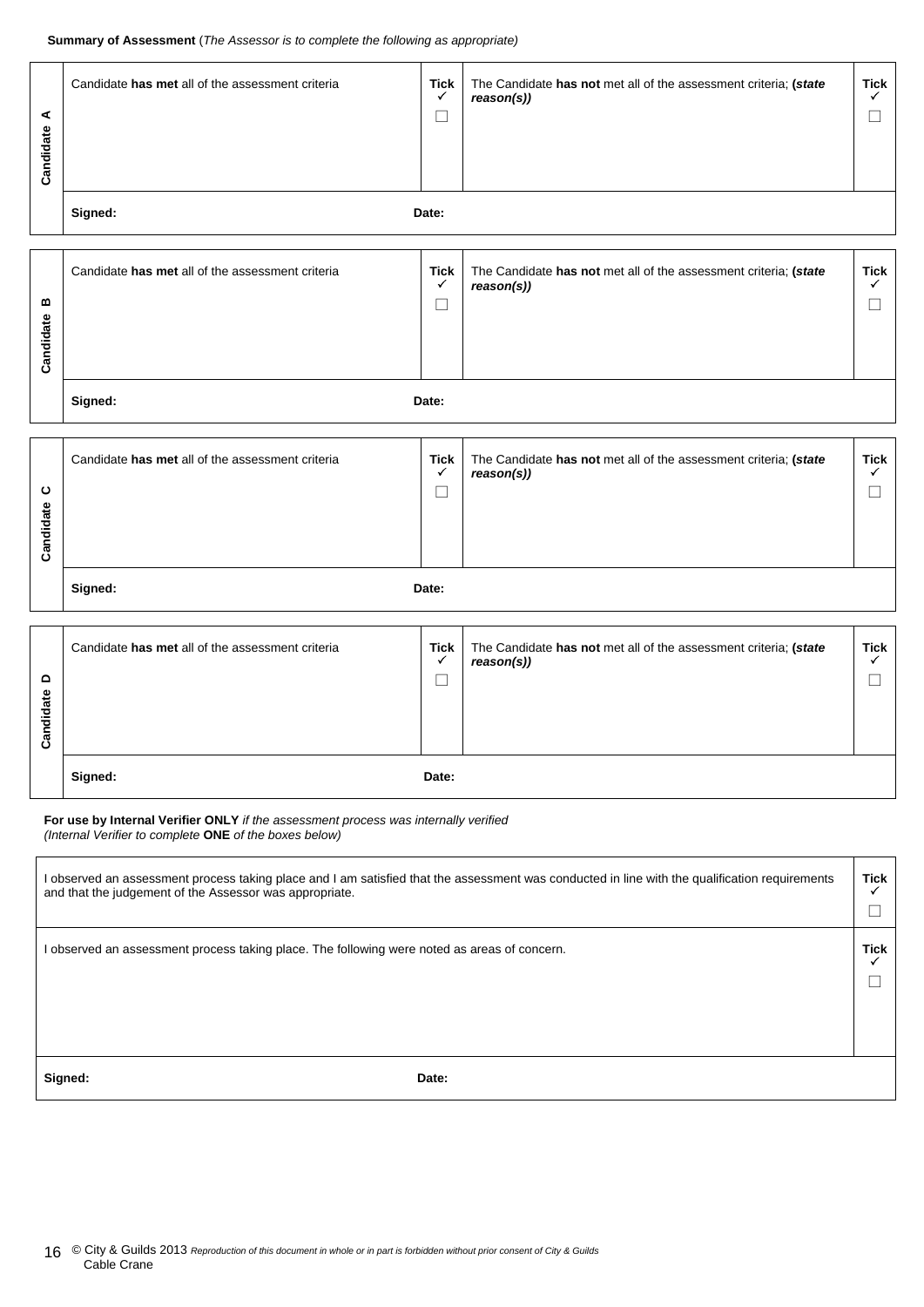**Summary of Assessment** (*The Assessor is to complete the following as appropriate*)

| | | | | |
|---|---|---|---|---|
| **Candidate A** | Candidate **has met** all of the assessment criteria | **Tick** ✓ ☐ | The Candidate **has not** met all of the assessment criteria; ***(state reason(s))*** | **Tick** ✓ ☐ |
| | **Signed:** | **Date:** | | |

| | | | | |
|---|---|---|---|---|
| **Candidate B** | Candidate **has met** all of the assessment criteria | **Tick** ✓ ☐ | The Candidate **has not** met all of the assessment criteria; ***(state reason(s))*** | **Tick** ✓ ☐ |
| | **Signed:** | **Date:** | | |

| | | | | |
|---|---|---|---|---|
| **Candidate C** | Candidate **has met** all of the assessment criteria | **Tick** ✓ ☐ | The Candidate **has not** met all of the assessment criteria; ***(state reason(s))*** | **Tick** ✓ ☐ |
| | **Signed:** | **Date:** | | |

| | | | | |
|---|---|---|---|---|
| **Candidate D** | Candidate **has met** all of the assessment criteria | **Tick** ✓ ☐ | The Candidate **has not** met all of the assessment criteria; ***(state reason(s))*** | **Tick** ✓ ☐ |
| | **Signed:** | **Date:** | | |

**For use by Internal Verifier ONLY** *if the assessment process was internally verified*
*(Internal Verifier to complete* **ONE** *of the boxes below)*

| | |
|---|---|
| I observed an assessment process taking place and I am satisfied that the assessment was conducted in line with the qualification requirements and that the judgement of the Assessor was appropriate. | **Tick** ✓ ☐ |
| I observed an assessment process taking place. The following were noted as areas of concern. | **Tick** ✓ ☐ |
| **Signed:** **Date:** | |

© City & Guilds 2013 *Reproduction of this document in whole or in part is forbidden without prior consent of City & Guilds*
Cable Crane